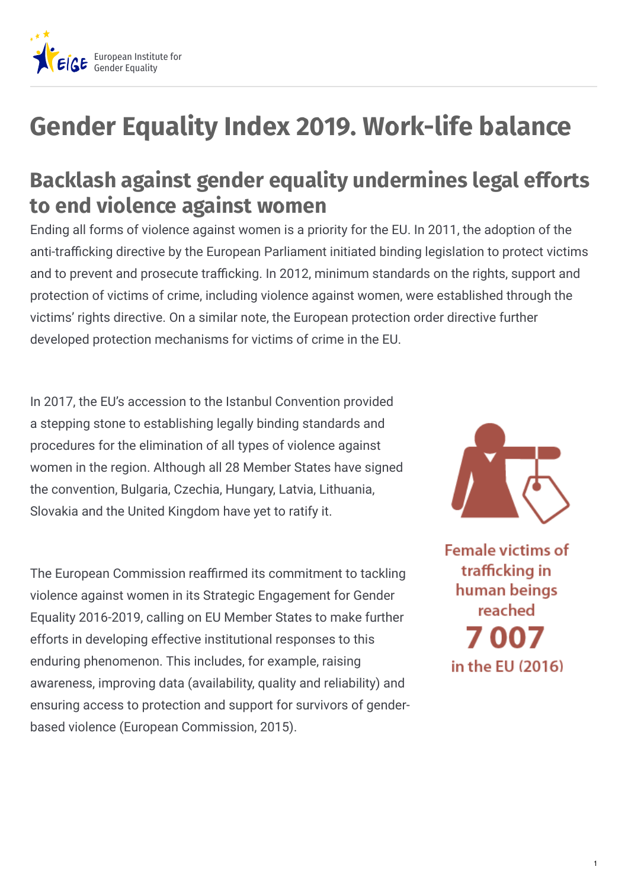European Institute for Gender Equality

# Gender Equality Index 2019. Work-life balance

## Backlash against gender equality undermines legal efforts to end violence against women

Ending all forms of violence against women is a priority for the EU. In 2011, the adoption of the anti-trafficking directive by the European Parliament initiated binding legislation to protect victims and to prevent and prosecute trafficking. In 2012, minimum standards on the rights, support and protection of victims of crime, including violence against women, were established through the victims' rights directive. On a similar note, the European protection order directive further developed protection mechanisms for victims of crime in the EU.

In 2017, the EU's accession to the Istanbul Convention provided a stepping stone to establishing legally binding standards and procedures for the elimination of all types of violence against women in the region. Although all 28 Member States have signed the convention, Bulgaria, Czechia, Hungary, Latvia, Lithuania, Slovakia and the United Kingdom have yet to ratify it.

The European Commission reaffirmed its commitment to tackling violence against women in its Strategic Engagement for Gender Equality 2016-2019, calling on EU Member States to make further efforts in developing effective institutional responses to this enduring phenomenon. This includes, for example, raising awareness, improving data (availability, quality and reliability) and ensuring access to protection and support for survivors of gender-based violence (European Commission, 2015).

Female victims of trafficking in human beings reached **7 007** in the EU (2016)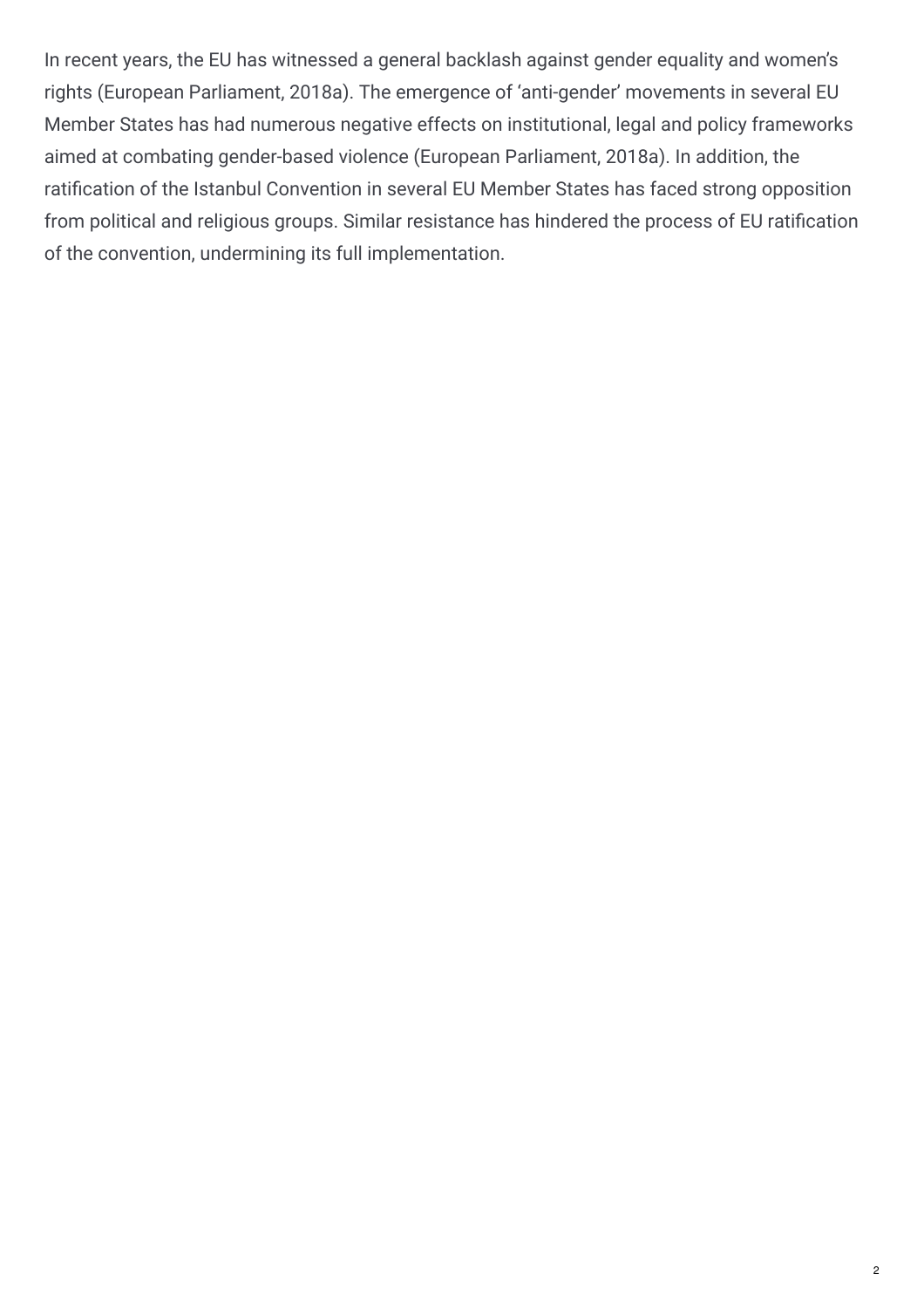In recent years, the EU has witnessed a general backlash against gender equality and women's rights (European Parliament, 2018a). The emergence of 'anti-gender' movements in several EU Member States has had numerous negative effects on institutional, legal and policy frameworks aimed at combating gender-based violence (European Parliament, 2018a). In addition, the ratification of the Istanbul Convention in several EU Member States has faced strong opposition from political and religious groups. Similar resistance has hindered the process of EU ratification of the convention, undermining its full implementation.